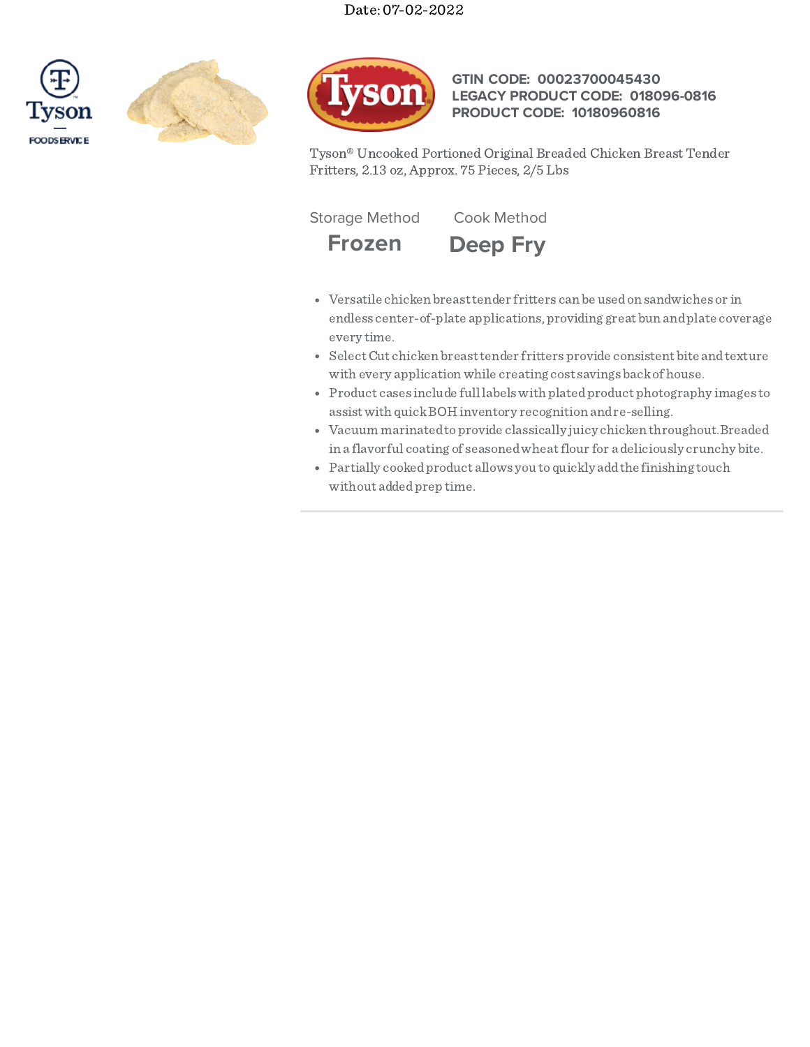Date: 07-02-2022

**GTIN CODE: 00023700045430**
**LEGACY PRODUCT CODE: 018096-0816**
**PRODUCT CODE: 10180960816**

Tyson® Uncooked Portioned Original Breaded Chicken Breast Tender Fritters, 2.13 oz, Approx. 75 Pieces, 2/5 Lbs

| Storage Method | Cook Method |
| --- | --- |
| **Frozen** | **Deep Fry** |

- Versatile chicken breast tender fritters can be used on sandwiches or in endless center-of-plate applications, providing great bun and plate coverage every time.
- Select Cut chicken breast tender fritters provide consistent bite and texture with every application while creating cost savings back of house.
- Product cases include full labels with plated product photography images to assist with quick BOH inventory recognition and re-selling.
- Vacuum marinated to provide classically juicy chicken throughout. Breaded in a flavorful coating of seasoned wheat flour for a deliciously crunchy bite.
- Partially cooked product allows you to quickly add the finishing touch without added prep time.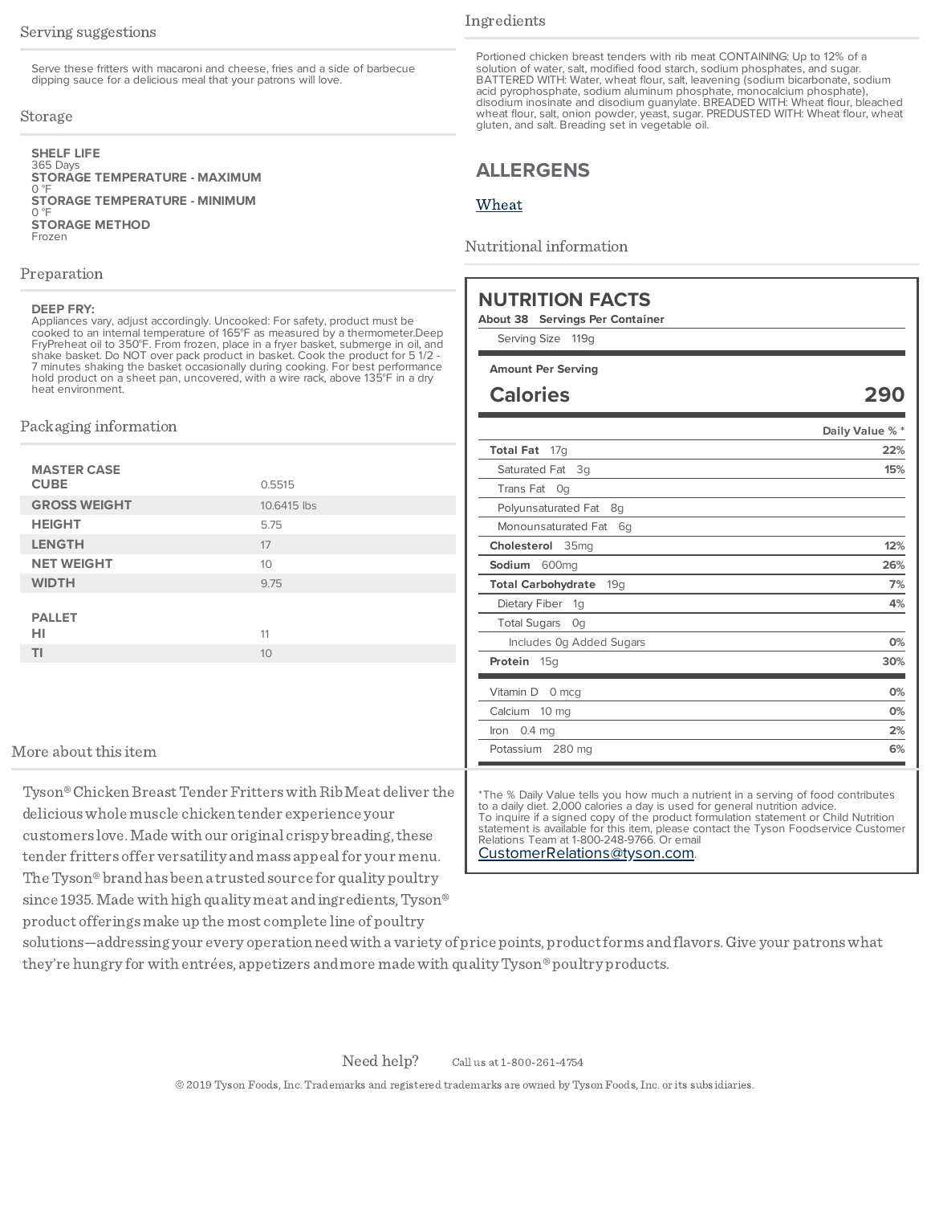## Serving suggestions

Serve these fritters with macaroni and cheese, fries and a side of barbecue dipping sauce for a delicious meal that your patrons will love.

## Storage

**SHELF LIFE**
365 Days
**STORAGE TEMPERATURE - MAXIMUM**
0 °F
**STORAGE TEMPERATURE - MINIMUM**
0 °F
**STORAGE METHOD**
Frozen

## Preparation

**DEEP FRY:**
Appliances vary, adjust accordingly. Uncooked: For safety, product must be cooked to an internal temperature of 165°F as measured by a thermometer.Deep FryPreheat oil to 350°F. From frozen, place in a fryer basket, submerge in oil, and shake basket. Do NOT over pack product in basket. Cook the product for 5 1/2 - 7 minutes shaking the basket occasionally during cooking. For best performance hold product on a sheet pan, uncovered, with a wire rack, above 135°F in a dry heat environment.

## Packaging information

| MASTER CASE | |
|---|---|
| CUBE | 0.5515 |
| GROSS WEIGHT | 10.6415 lbs |
| HEIGHT | 5.75 |
| LENGTH | 17 |
| NET WEIGHT | 10 |
| WIDTH | 9.75 |

| PALLET | |
|---|---|
| HI | 11 |
| TI | 10 |

## Ingredients

Portioned chicken breast tenders with rib meat CONTAINING: Up to 12% of a solution of water, salt, modified food starch, sodium phosphates, and sugar. BATTERED WITH: Water, wheat flour, salt, leavening (sodium bicarbonate, sodium acid pyrophosphate, sodium aluminum phosphate, monocalcium phosphate), disodium inosinate and disodium guanylate. BREADED WITH: Wheat flour, bleached wheat flour, salt, onion powder, yeast, sugar. PREDUSTED WITH: Wheat flour, wheat gluten, and salt. Breading set in vegetable oil.

## ALLERGENS

Wheat

## Nutritional information

### NUTRITION FACTS

**About 38 Servings Per Container**

Serving Size 119g

**Amount Per Serving**

**Calories 290**

| | Daily Value % * |
|---|---|
| **Total Fat** 17g | **22%** |
| Saturated Fat 3g | **15%** |
| Trans Fat 0g | |
| Polyunsaturated Fat 8g | |
| Monounsaturated Fat 6g | |
| **Cholesterol** 35mg | **12%** |
| **Sodium** 600mg | **26%** |
| **Total Carbohydrate** 19g | **7%** |
| Dietary Fiber 1g | **4%** |
| Total Sugars 0g | |
| Includes 0g Added Sugars | **0%** |
| **Protein** 15g | **30%** |
| Vitamin D 0 mcg | **0%** |
| Calcium 10 mg | **0%** |
| Iron 0.4 mg | **2%** |
| Potassium 280 mg | **6%** |

*The % Daily Value tells you how much a nutrient in a serving of food contributes to a daily diet. 2,000 calories a day is used for general nutrition advice.
To inquire if a signed copy of the product formulation statement or Child Nutrition statement is available for this item, please contact the Tyson Foodservice Customer Relations Team at 1-800-248-9766. Or email CustomerRelations@tyson.com.

## More about this item

Tyson® Chicken Breast Tender Fritters with Rib Meat deliver the delicious whole muscle chicken tender experience your customers love. Made with our original crispy breading, these tender fritters offer versatility and mass appeal for your menu. The Tyson® brand has been a trusted source for quality poultry since 1935. Made with high quality meat and ingredients, Tyson® product offerings make up the most complete line of poultry solutions—addressing your every operation need with a variety of price points, product forms and flavors. Give your patrons what they're hungry for with entrées, appetizers and more made with quality Tyson® poultry products.

Need help? Call us at 1-800-261-4754

© 2019 Tyson Foods, Inc. Trademarks and registered trademarks are owned by Tyson Foods, Inc. or its subsidiaries.